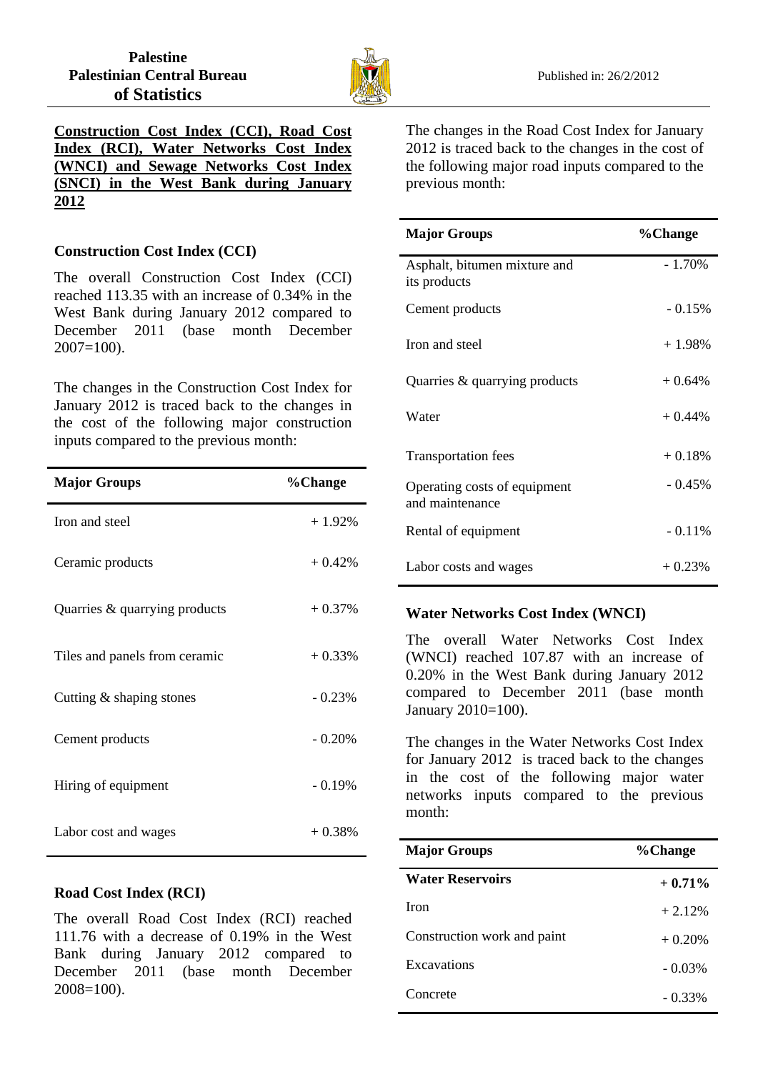**Palestine**
**Palestinian Central Bureau of Statistics**

Published in: 26/2/2012

# Construction Cost Index (CCI), Road Cost Index (RCI), Water Networks Cost Index (WNCI) and Sewage Networks Cost Index (SNCI) in the West Bank during January 2012

## Construction Cost Index (CCI)

The overall Construction Cost Index (CCI) reached 113.35 with an increase of 0.34% in the West Bank during January 2012 compared to December 2011 (base month December 2007=100).

The changes in the Construction Cost Index for January 2012 is traced back to the changes in the cost of the following major construction inputs compared to the previous month:

| Major Groups | %Change |
|---|---|
| Iron and steel | + 1.92% |
| Ceramic products | + 0.42% |
| Quarries & quarrying products | + 0.37% |
| Tiles and panels from ceramic | + 0.33% |
| Cutting & shaping stones | - 0.23% |
| Cement products | - 0.20% |
| Hiring of equipment | - 0.19% |
| Labor cost and wages | + 0.38% |

## Road Cost Index (RCI)

The overall Road Cost Index (RCI) reached 111.76 with a decrease of 0.19% in the West Bank during January 2012 compared to December 2011 (base month December 2008=100).

The changes in the Road Cost Index for January 2012 is traced back to the changes in the cost of the following major road inputs compared to the previous month:

| Major Groups | %Change |
|---|---|
| Asphalt, bitumen mixture and its products | - 1.70% |
| Cement products | - 0.15% |
| Iron and steel | + 1.98% |
| Quarries & quarrying products | + 0.64% |
| Water | + 0.44% |
| Transportation fees | + 0.18% |
| Operating costs of equipment and maintenance | - 0.45% |
| Rental of equipment | - 0.11% |
| Labor costs and wages | + 0.23% |

## Water Networks Cost Index (WNCI)

The overall Water Networks Cost Index (WNCI) reached 107.87 with an increase of 0.20% in the West Bank during January 2012 compared to December 2011 (base month January 2010=100).

The changes in the Water Networks Cost Index for January 2012 is traced back to the changes in the cost of the following major water networks inputs compared to the previous month:

| Major Groups | %Change |
|---|---|
| **Water Reservoirs** | **+ 0.71%** |
| Iron | + 2.12% |
| Construction work and paint | + 0.20% |
| Excavations | - 0.03% |
| Concrete | - 0.33% |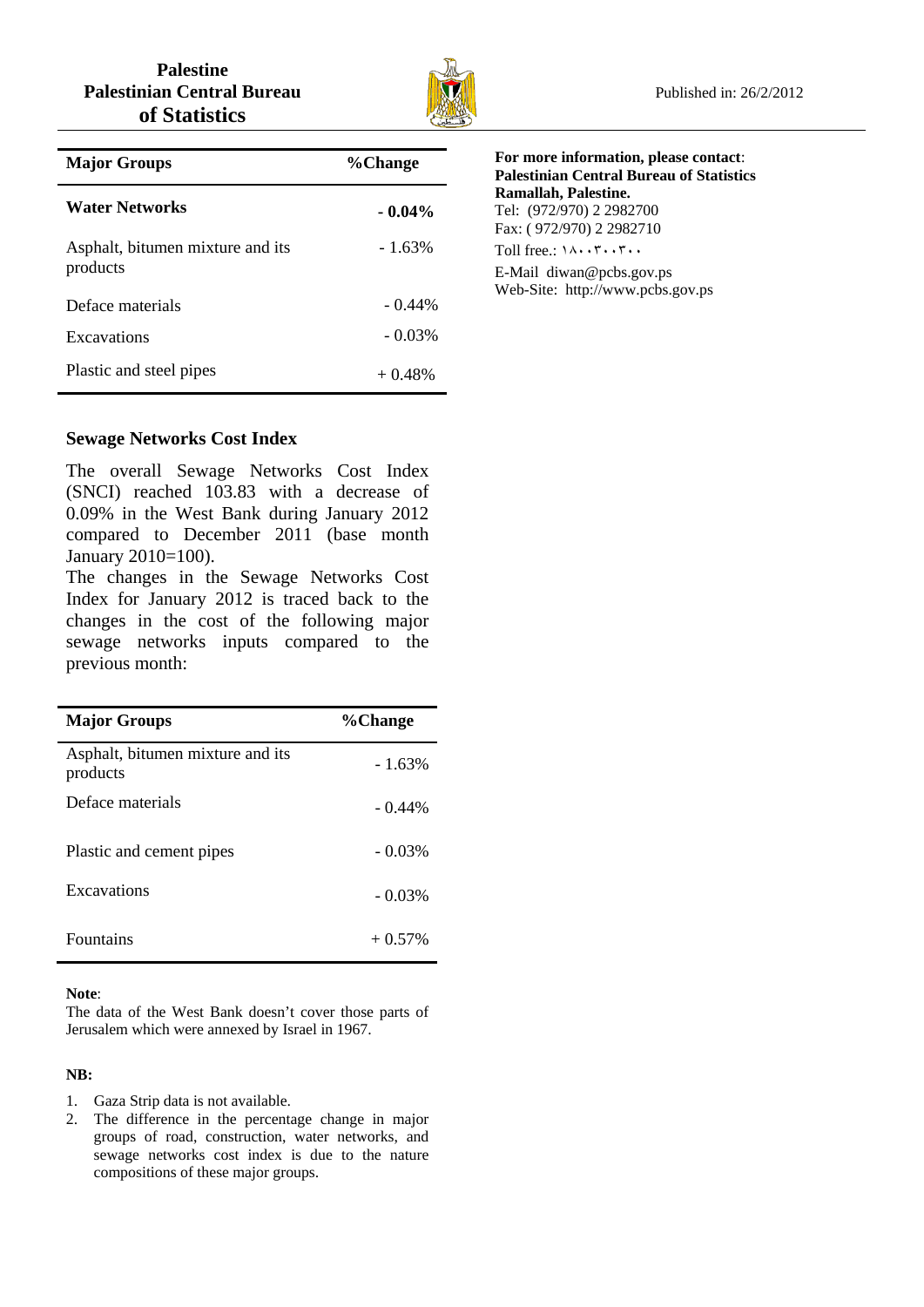**Palestine**
**Palestinian Central Bureau of Statistics**

Published in: 26/2/2012

| **Major Groups** | **%Change** |
|---|---|
| **Water Networks** | **- 0.04%** |
| Asphalt, bitumen mixture and its products | - 1.63% |
| Deface materials | - 0.44% |
| Excavations | - 0.03% |
| Plastic and steel pipes | + 0.48% |

### Sewage Networks Cost Index

The overall Sewage Networks Cost Index (SNCI) reached 103.83 with a decrease of 0.09% in the West Bank during January 2012 compared to December 2011 (base month January 2010=100).

The changes in the Sewage Networks Cost Index for January 2012 is traced back to the changes in the cost of the following major sewage networks inputs compared to the previous month:

| **Major Groups** | **%Change** |
|---|---|
| Asphalt, bitumen mixture and its products | - 1.63% |
| Deface materials | - 0.44% |
| Plastic and cement pipes | - 0.03% |
| Excavations | - 0.03% |
| Fountains | + 0.57% |

**Note**:
The data of the West Bank doesn't cover those parts of Jerusalem which were annexed by Israel in 1967.

**NB:**

1. Gaza Strip data is not available.
2. The difference in the percentage change in major groups of road, construction, water networks, and sewage networks cost index is due to the nature compositions of these major groups.

**For more information, please contact**:
**Palestinian Central Bureau of Statistics**
**Ramallah, Palestine.**
Tel: (972/970) 2 2982700
Fax: ( 972/970) 2 2982710
Toll free.: ١٨٠٠٣٠٠٣٠٠
E-Mail diwan@pcbs.gov.ps
Web-Site: http://www.pcbs.gov.ps